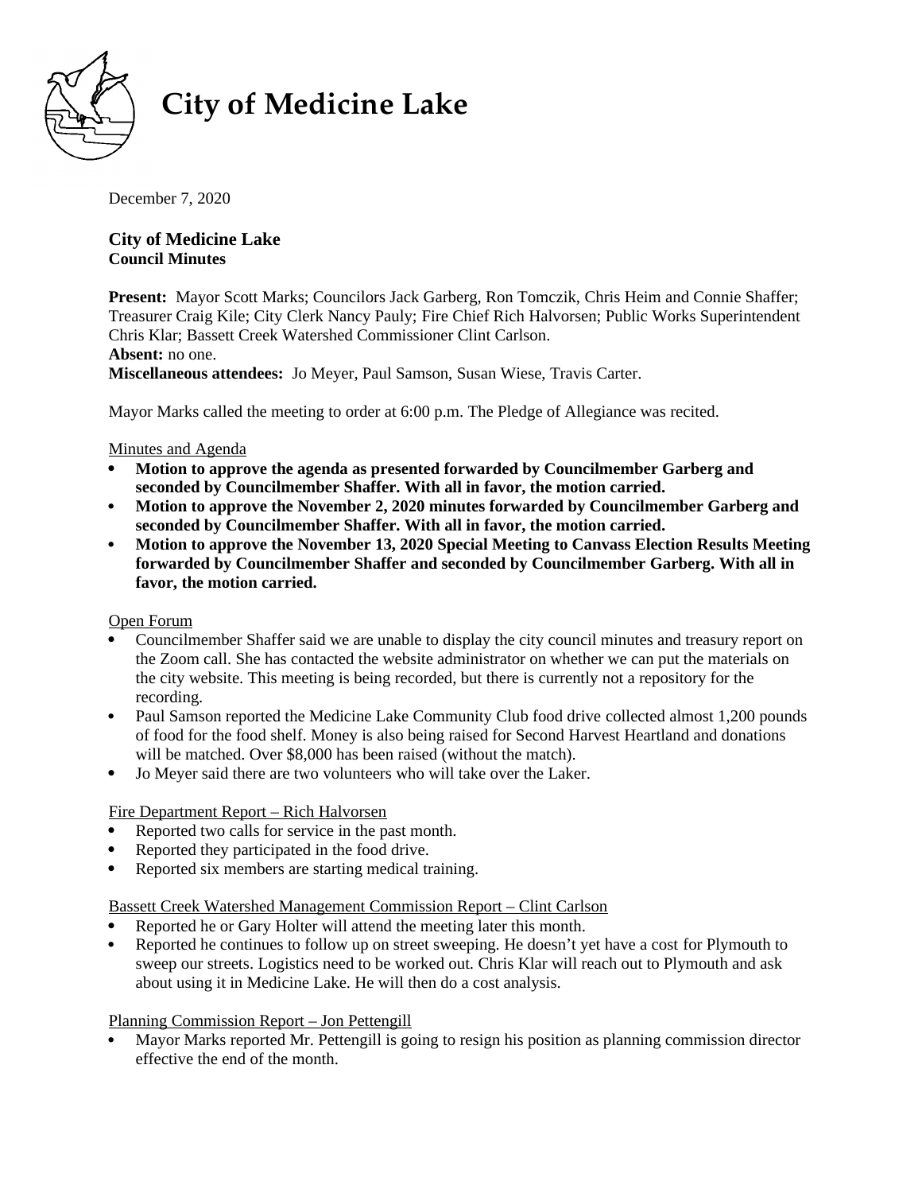# City of Medicine Lake

December 7, 2020

**City of Medicine Lake**
**Council Minutes**

**Present:** Mayor Scott Marks; Councilors Jack Garberg, Ron Tomczik, Chris Heim and Connie Shaffer; Treasurer Craig Kile; City Clerk Nancy Pauly; Fire Chief Rich Halvorsen; Public Works Superintendent Chris Klar; Bassett Creek Watershed Commissioner Clint Carlson.
**Absent:** no one.
**Miscellaneous attendees:** Jo Meyer, Paul Samson, Susan Wiese, Travis Carter.

Mayor Marks called the meeting to order at 6:00 p.m. The Pledge of Allegiance was recited.

Minutes and Agenda

- **Motion to approve the agenda as presented forwarded by Councilmember Garberg and seconded by Councilmember Shaffer. With all in favor, the motion carried.**
- **Motion to approve the November 2, 2020 minutes forwarded by Councilmember Garberg and seconded by Councilmember Shaffer. With all in favor, the motion carried.**
- **Motion to approve the November 13, 2020 Special Meeting to Canvass Election Results Meeting forwarded by Councilmember Shaffer and seconded by Councilmember Garberg. With all in favor, the motion carried.**

Open Forum

- Councilmember Shaffer said we are unable to display the city council minutes and treasury report on the Zoom call. She has contacted the website administrator on whether we can put the materials on the city website. This meeting is being recorded, but there is currently not a repository for the recording.
- Paul Samson reported the Medicine Lake Community Club food drive collected almost 1,200 pounds of food for the food shelf. Money is also being raised for Second Harvest Heartland and donations will be matched. Over $8,000 has been raised (without the match).
- Jo Meyer said there are two volunteers who will take over the Laker.

Fire Department Report – Rich Halvorsen

- Reported two calls for service in the past month.
- Reported they participated in the food drive.
- Reported six members are starting medical training.

Bassett Creek Watershed Management Commission Report – Clint Carlson

- Reported he or Gary Holter will attend the meeting later this month.
- Reported he continues to follow up on street sweeping. He doesn't yet have a cost for Plymouth to sweep our streets. Logistics need to be worked out. Chris Klar will reach out to Plymouth and ask about using it in Medicine Lake. He will then do a cost analysis.

Planning Commission Report – Jon Pettengill

- Mayor Marks reported Mr. Pettengill is going to resign his position as planning commission director effective the end of the month.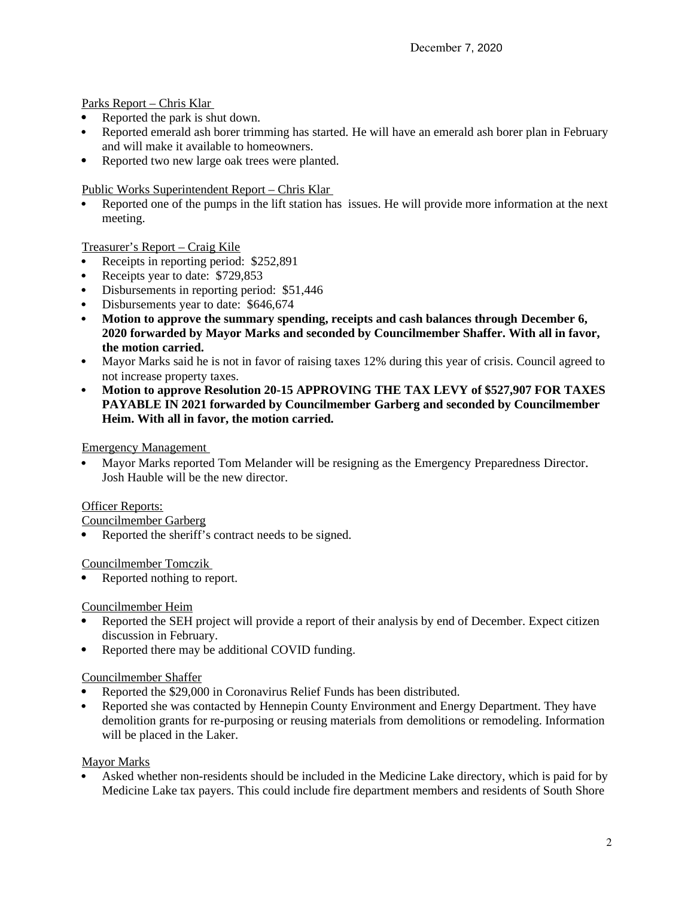Parks Report – Chris Klar

- Reported the park is shut down.
- Reported emerald ash borer trimming has started. He will have an emerald ash borer plan in February and will make it available to homeowners.
- Reported two new large oak trees were planted.

Public Works Superintendent Report – Chris Klar

- Reported one of the pumps in the lift station has issues. He will provide more information at the next meeting.

Treasurer's Report – Craig Kile

- Receipts in reporting period: $252,891
- Receipts year to date: $729,853
- Disbursements in reporting period: $51,446
- Disbursements year to date: $646,674
- **Motion to approve the summary spending, receipts and cash balances through December 6, 2020 forwarded by Mayor Marks and seconded by Councilmember Shaffer. With all in favor, the motion carried.**
- Mayor Marks said he is not in favor of raising taxes 12% during this year of crisis. Council agreed to not increase property taxes.
- **Motion to approve Resolution 20-15 APPROVING THE TAX LEVY of $527,907 FOR TAXES PAYABLE IN 2021 forwarded by Councilmember Garberg and seconded by Councilmember Heim. With all in favor, the motion carried.**

Emergency Management

- Mayor Marks reported Tom Melander will be resigning as the Emergency Preparedness Director. Josh Hauble will be the new director.

Officer Reports:

Councilmember Garberg

- Reported the sheriff's contract needs to be signed.

Councilmember Tomczik

- Reported nothing to report.

Councilmember Heim

- Reported the SEH project will provide a report of their analysis by end of December. Expect citizen discussion in February.
- Reported there may be additional COVID funding.

Councilmember Shaffer

- Reported the $29,000 in Coronavirus Relief Funds has been distributed.
- Reported she was contacted by Hennepin County Environment and Energy Department. They have demolition grants for re-purposing or reusing materials from demolitions or remodeling. Information will be placed in the Laker.

Mayor Marks

- Asked whether non-residents should be included in the Medicine Lake directory, which is paid for by Medicine Lake tax payers. This could include fire department members and residents of South Shore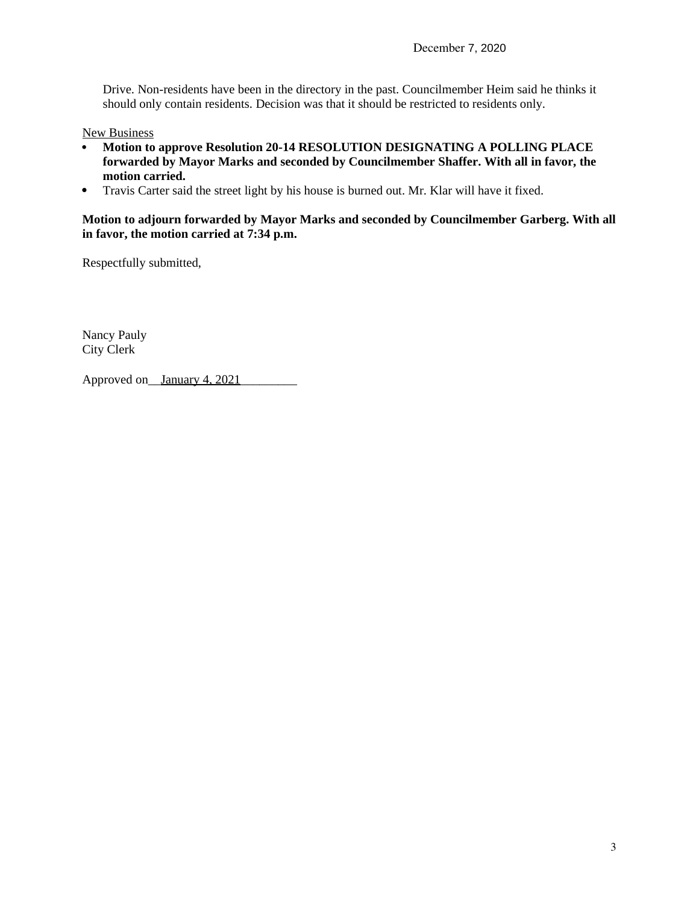Drive. Non-residents have been in the directory in the past. Councilmember Heim said he thinks it should only contain residents. Decision was that it should be restricted to residents only.

New Business

- **Motion to approve Resolution 20-14 RESOLUTION DESIGNATING A POLLING PLACE forwarded by Mayor Marks and seconded by Councilmember Shaffer. With all in favor, the motion carried.**
- Travis Carter said the street light by his house is burned out. Mr. Klar will have it fixed.

**Motion to adjourn forwarded by Mayor Marks and seconded by Councilmember Garberg. With all in favor, the motion carried at 7:34 p.m.**

Respectfully submitted,

Nancy Pauly
City Clerk

Approved on January 4, 2021